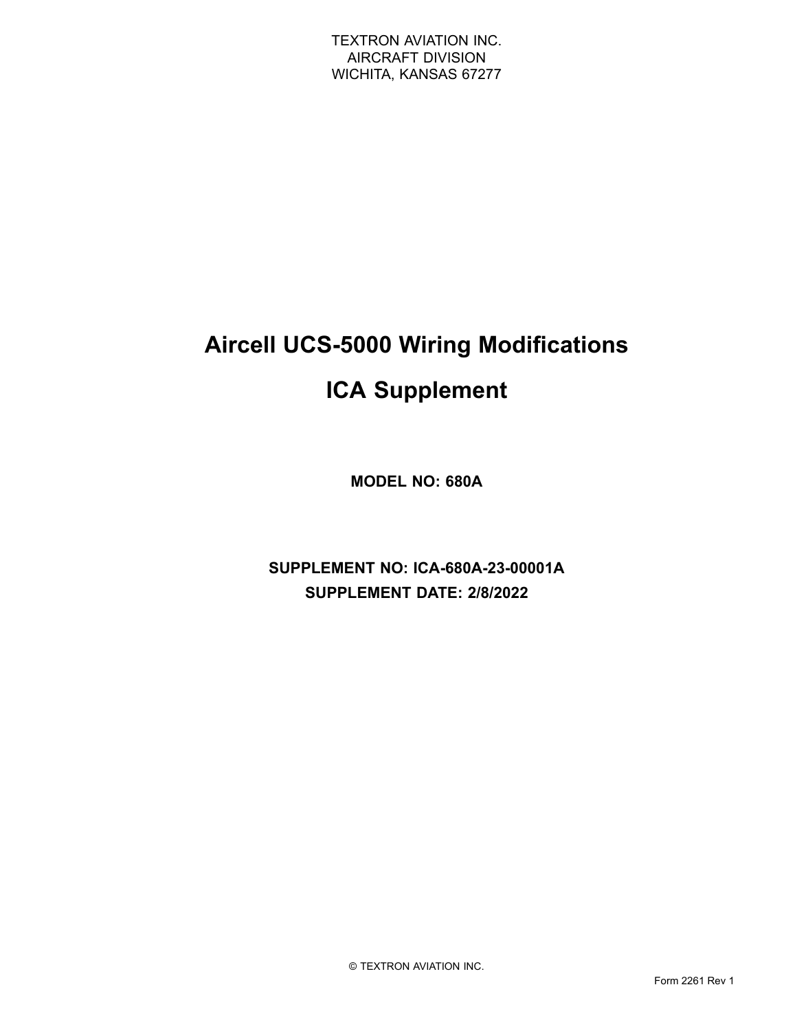TEXTRON AVIATION INC.
AIRCRAFT DIVISION
WICHITA, KANSAS 67277

# Aircell UCS-5000 Wiring Modifications

# ICA Supplement

**MODEL NO: 680A**

**SUPPLEMENT NO: ICA-680A-23-00001A**

**SUPPLEMENT DATE: 2/8/2022**

© TEXTRON AVIATION INC.

Form 2261 Rev 1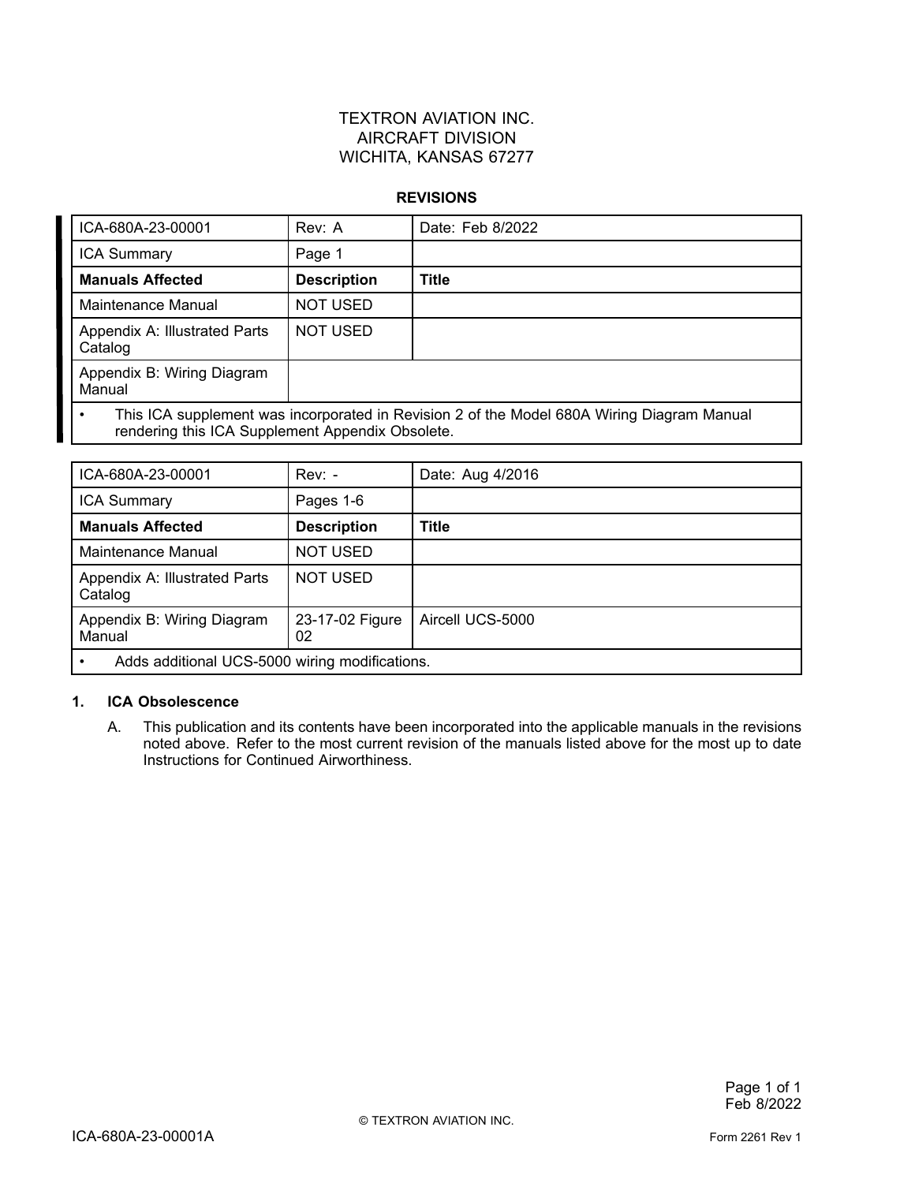TEXTRON AVIATION INC.
AIRCRAFT DIVISION
WICHITA, KANSAS 67277

**REVISIONS**

| ICA-680A-23-00001 | Rev: A | Date: Feb 8/2022 |
|---|---|---|
| ICA Summary | Page 1 | |
| **Manuals Affected** | **Description** | **Title** |
| Maintenance Manual | NOT USED | |
| Appendix A: Illustrated Parts Catalog | NOT USED | |
| Appendix B: Wiring Diagram Manual | | |
| • This ICA supplement was incorporated in Revision 2 of the Model 680A Wiring Diagram Manual rendering this ICA Supplement Appendix Obsolete. | | |

| ICA-680A-23-00001 | Rev: - | Date: Aug 4/2016 |
|---|---|---|
| ICA Summary | Pages 1-6 | |
| **Manuals Affected** | **Description** | **Title** |
| Maintenance Manual | NOT USED | |
| Appendix A: Illustrated Parts Catalog | NOT USED | |
| Appendix B: Wiring Diagram Manual | 23-17-02 Figure 02 | Aircell UCS-5000 |
| • Adds additional UCS-5000 wiring modifications. | | |

**1. ICA Obsolescence**

A. This publication and its contents have been incorporated into the applicable manuals in the revisions noted above. Refer to the most current revision of the manuals listed above for the most up to date Instructions for Continued Airworthiness.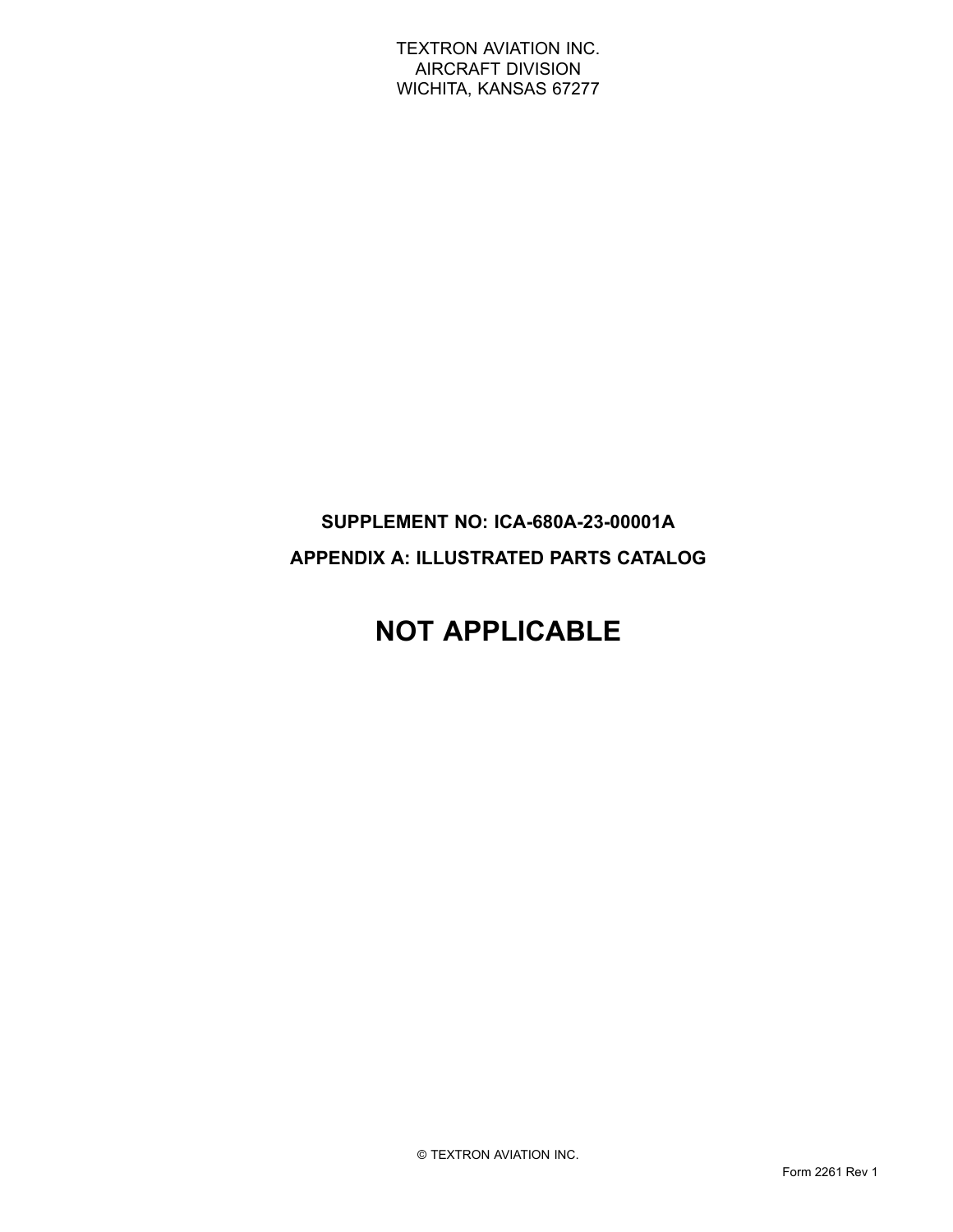TEXTRON AVIATION INC.
AIRCRAFT DIVISION
WICHITA, KANSAS 67277

**SUPPLEMENT NO: ICA-680A-23-00001A**

**APPENDIX A: ILLUSTRATED PARTS CATALOG**

# NOT APPLICABLE

© TEXTRON AVIATION INC.

Form 2261 Rev 1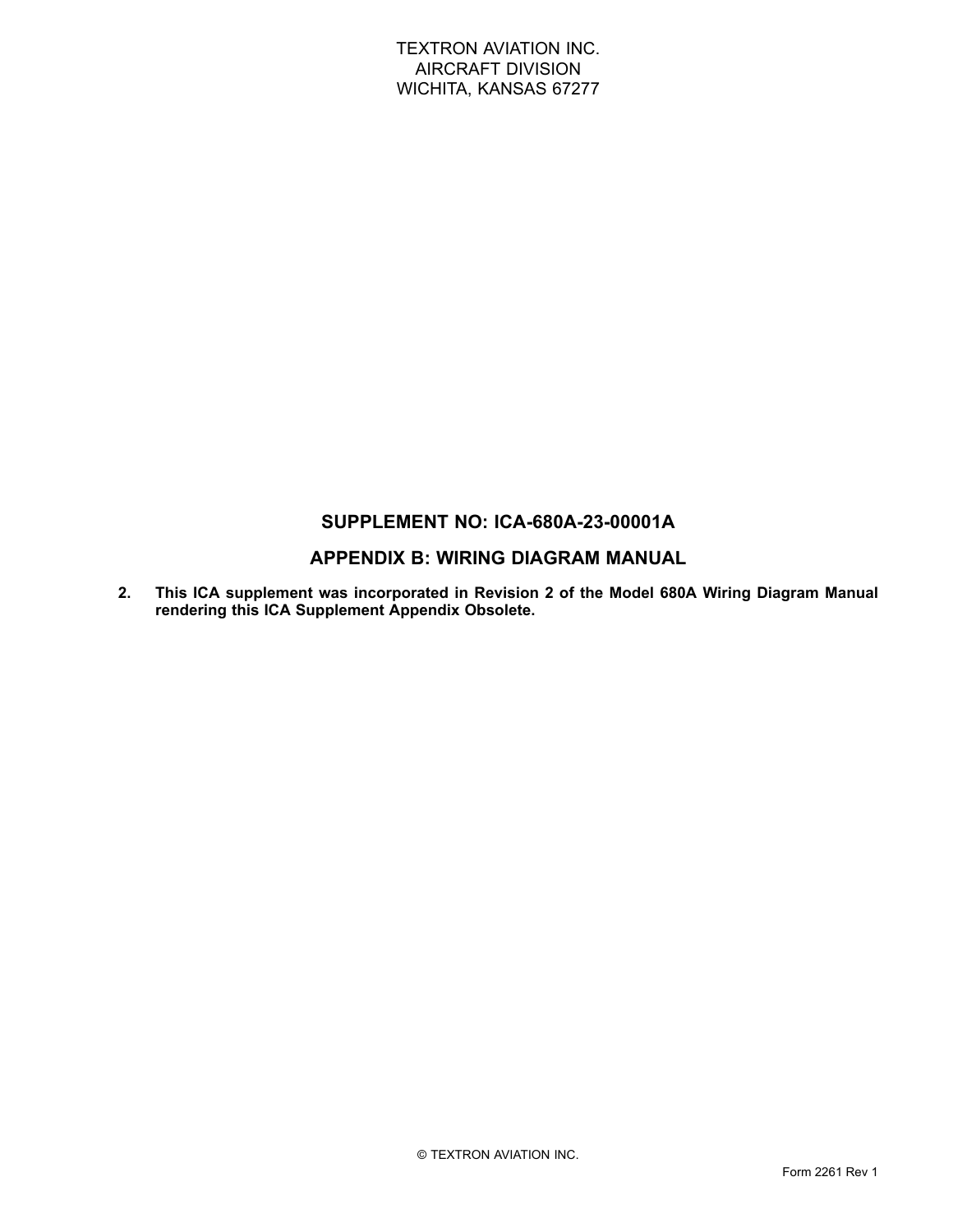TEXTRON AVIATION INC.
AIRCRAFT DIVISION
WICHITA, KANSAS 67277

## SUPPLEMENT NO: ICA-680A-23-00001A

## APPENDIX B: WIRING DIAGRAM MANUAL

2. **This ICA supplement was incorporated in Revision 2 of the Model 680A Wiring Diagram Manual rendering this ICA Supplement Appendix Obsolete.**

© TEXTRON AVIATION INC.

Form 2261 Rev 1